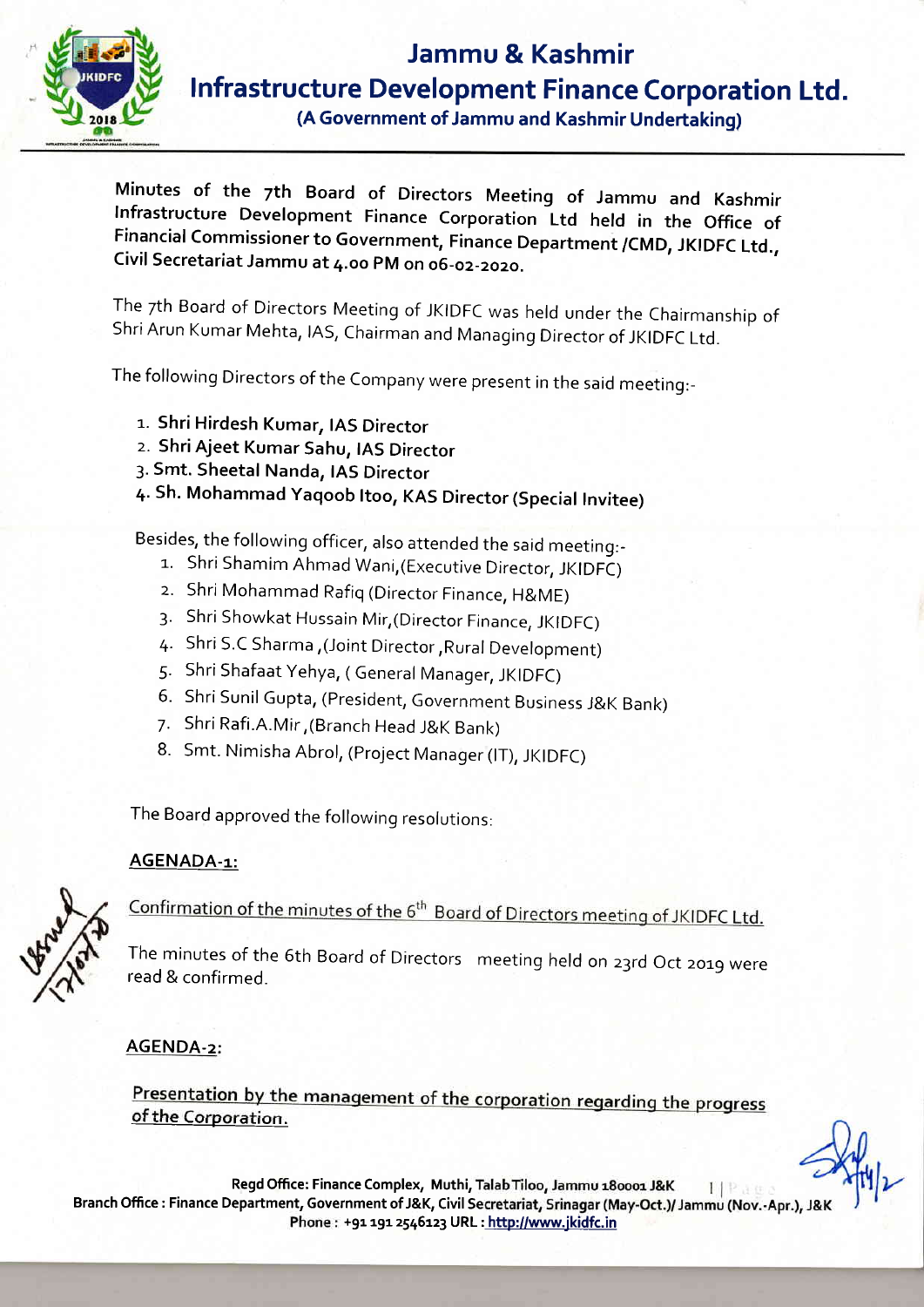# Jammu & Kashmir Infrastructure Development Finance Corporation Ltd.

**(A Government of Jammu and Kashmir Undertaking)**

**Minutes of the 7th Board of Directors Meeting of Jammu and Kashmir Infrastructure Development Finance Corporation Ltd held in the Office of Financial Commissioner to Government, Finance Department /CMD, JKIDFC Ltd., Civil Secretariat Jammu at 4.00 PM on 06-02-2020.**

The 7th Board of Directors Meeting of JKIDFC was held under the Chairmanship of Shri Arun Kumar Mehta, IAS, Chairman and Managing Director of JKIDFC Ltd.

The following Directors of the Company were present in the said meeting:-

1. **Shri Hirdesh Kumar, IAS Director**
2. **Shri Ajeet Kumar Sahu, IAS Director**
3. **Smt. Sheetal Nanda, IAS Director**
4. **Sh. Mohammad Yaqoob Itoo, KAS Director (Special Invitee)**

Besides, the following officer, also attended the said meeting:-

1. Shri Shamim Ahmad Wani,(Executive Director, JKIDFC)
2. Shri Mohammad Rafiq (Director Finance, H&ME)
3. Shri Showkat Hussain Mir,(Director Finance, JKIDFC)
4. Shri S.C Sharma ,(Joint Director ,Rural Development)
5. Shri Shafaat Yehya, ( General Manager, JKIDFC)
6. Shri Sunil Gupta, (President, Government Business J&K Bank)
7. Shri Rafi.A.Mir ,(Branch Head J&K Bank)
8. Smt. Nimisha Abrol, (Project Manager (IT), JKIDFC)

The Board approved the following resolutions:

**AGENADA-1:**

Confirmation of the minutes of the 6th Board of Directors meeting of JKIDFC Ltd.

The minutes of the 6th Board of Directors meeting held on 23rd Oct 2019 were read & confirmed.

**AGENDA-2:**

Presentation by the management of the corporation regarding the progress of the Corporation.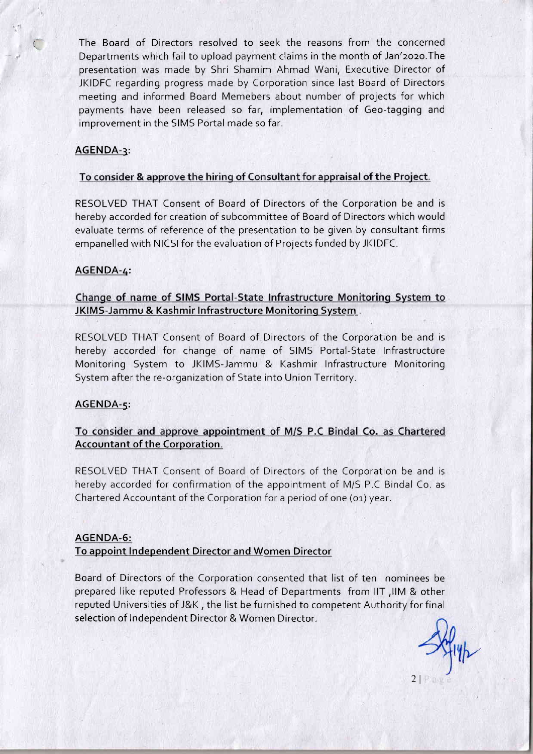The Board of Directors resolved to seek the reasons from the concerned Departments which fail to upload payment claims in the month of Jan'2020.The presentation was made by Shri Shamim Ahmad Wani, Executive Director of JKIDFC regarding progress made by Corporation since last Board of Directors meeting and informed Board Memebers about number of projects for which payments have been released so far, implementation of Geo-tagging and improvement in the SIMS Portal made so far.

**AGENDA-3:**

**To consider & approve the hiring of Consultant for appraisal of the Project.**

RESOLVED THAT Consent of Board of Directors of the Corporation be and is hereby accorded for creation of subcommittee of Board of Directors which would evaluate terms of reference of the presentation to be given by consultant firms empanelled with NICSI for the evaluation of Projects funded by JKIDFC.

**AGENDA-4:**

**Change of name of SIMS Portal-State Infrastructure Monitoring System to JKIMS-Jammu & Kashmir Infrastructure Monitoring System .**

RESOLVED THAT Consent of Board of Directors of the Corporation be and is hereby accorded for change of name of SIMS Portal-State Infrastructure Monitoring System to JKIMS-Jammu & Kashmir Infrastructure Monitoring System after the re-organization of State into Union Territory.

**AGENDA-5:**

**To consider and approve appointment of M/S P.C Bindal Co. as Chartered Accountant of the Corporation.**

RESOLVED THAT Consent of Board of Directors of the Corporation be and is hereby accorded for confirmation of the appointment of M/S P.C Bindal Co. as Chartered Accountant of the Corporation for a period of one (01) year.

**AGENDA-6:**
**To appoint Independent Director and Women Director**

Board of Directors of the Corporation consented that list of ten nominees be prepared like reputed Professors & Head of Departments from IIT ,IIM & other reputed Universities of J&K , the list be furnished to competent Authority for final selection of Independent Director & Women Director.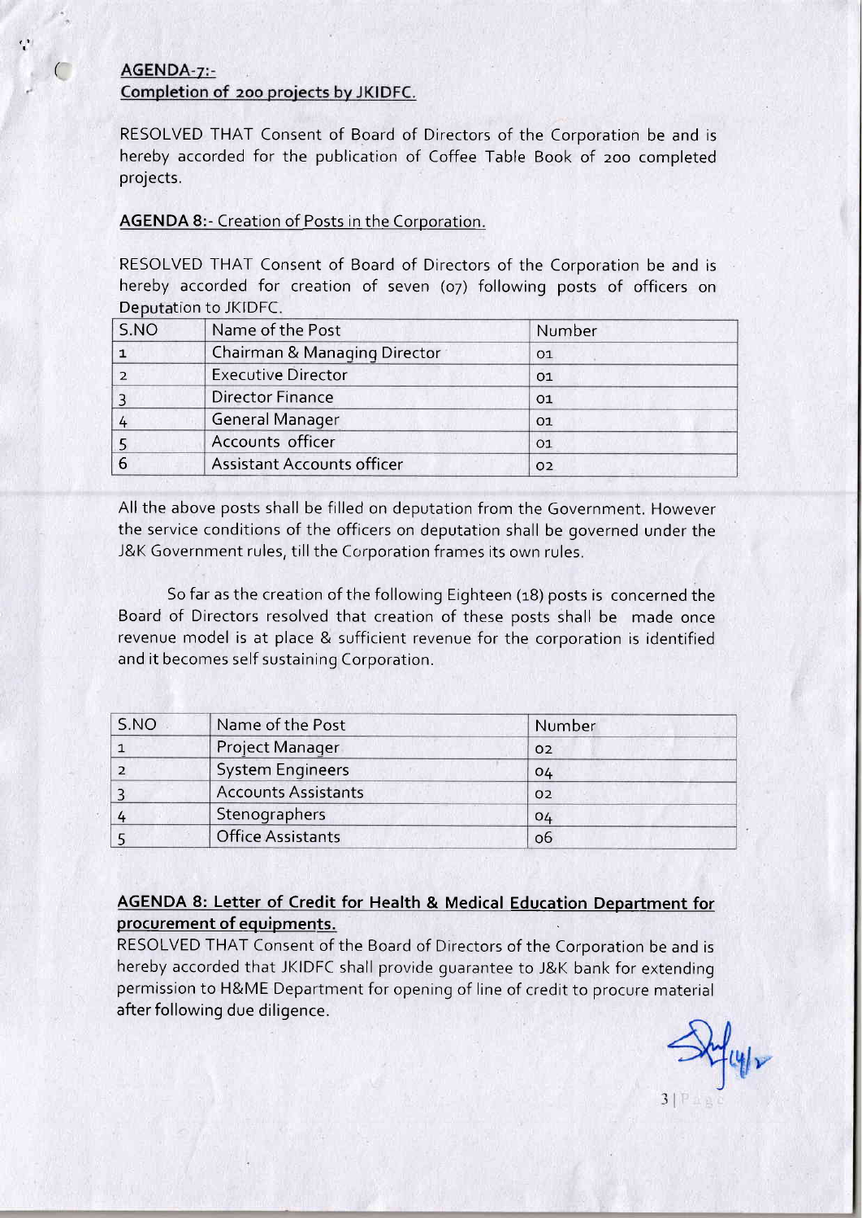**AGENDA-7:-**
**Completion of 200 projects by JKIDFC.**

RESOLVED THAT Consent of Board of Directors of the Corporation be and is hereby accorded for the publication of Coffee Table Book of 200 completed projects.

**AGENDA 8:-** Creation of Posts in the Corporation.

RESOLVED THAT Consent of Board of Directors of the Corporation be and is hereby accorded for creation of seven (07) following posts of officers on Deputation to JKIDFC.

| S.NO | Name of the Post | Number |
|---|---|---|
| 1 | Chairman & Managing Director | 01 |
| 2 | Executive Director | 01 |
| 3 | Director Finance | 01 |
| 4 | General Manager | 01 |
| 5 | Accounts officer | 01 |
| 6 | Assistant Accounts officer | 02 |

All the above posts shall be filled on deputation from the Government. However the service conditions of the officers on deputation shall be governed under the J&K Government rules, till the Corporation frames its own rules.

So far as the creation of the following Eighteen (18) posts is concerned the Board of Directors resolved that creation of these posts shall be made once revenue model is at place & sufficient revenue for the corporation is identified and it becomes self sustaining Corporation.

| S.NO | Name of the Post | Number |
|---|---|---|
| 1 | Project Manager | 02 |
| 2 | System Engineers | 04 |
| 3 | Accounts Assistants | 02 |
| 4 | Stenographers | 04 |
| 5 | Office Assistants | 06 |

**AGENDA 8: Letter of Credit for Health & Medical Education Department for procurement of equipments.**

RESOLVED THAT Consent of the Board of Directors of the Corporation be and is hereby accorded that JKIDFC shall provide guarantee to J&K bank for extending permission to H&ME Department for opening of line of credit to procure material after following due diligence.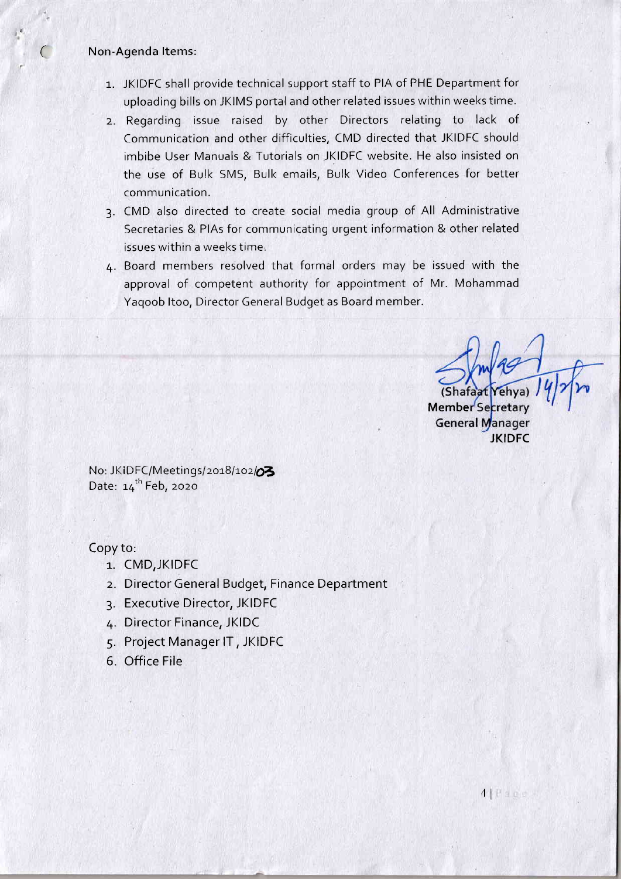**Non-Agenda Items:**

1. JKIDFC shall provide technical support staff to PIA of PHE Department for uploading bills on JKIMS portal and other related issues within weeks time.
2. Regarding issue raised by other Directors relating to lack of Communication and other difficulties, CMD directed that JKIDFC should imbibe User Manuals & Tutorials on JKIDFC website. He also insisted on the use of Bulk SMS, Bulk emails, Bulk Video Conferences for better communication.
3. CMD also directed to create social media group of All Administrative Secretaries & PIAs for communicating urgent information & other related issues within a weeks time.
4. Board members resolved that formal orders may be issued with the approval of competent authority for appointment of Mr. Mohammad Yaqoob Itoo, Director General Budget as Board member.

(Shafaat Yehya) 14/2/20
**Member Secretary**
**General Manager**
**JKIDFC**

No: JKIDFC/Meetings/2018/102/03
Date: 14th Feb, 2020

Copy to:

1. CMD,JKIDFC
2. Director General Budget, Finance Department
3. Executive Director, JKIDFC
4. Director Finance, JKIDC
5. Project Manager IT , JKIDFC
6. Office File